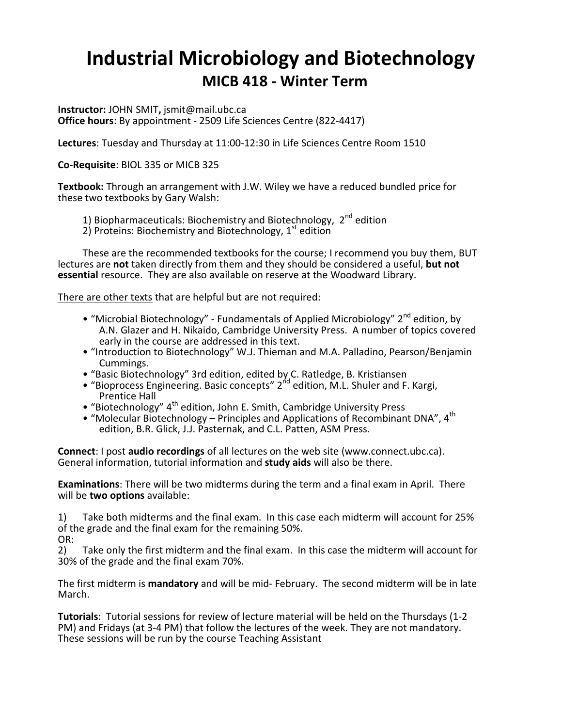# Industrial Microbiology and Biotechnology

## MICB 418 - Winter Term

**Instructor:** JOHN SMIT**,** jsmit@mail.ubc.ca
**Office hours**: By appointment - 2509 Life Sciences Centre (822-4417)

**Lectures**: Tuesday and Thursday at 11:00-12:30 in Life Sciences Centre Room 1510

**Co-Requisite**: BIOL 335 or MICB 325

**Textbook:** Through an arrangement with J.W. Wiley we have a reduced bundled price for these two textbooks by Gary Walsh:

1) Biopharmaceuticals: Biochemistry and Biotechnology, 2nd edition
2) Proteins: Biochemistry and Biotechnology, 1st edition

These are the recommended textbooks for the course; I recommend you buy them, BUT lectures are **not** taken directly from them and they should be considered a useful, **but not essential** resource. They are also available on reserve at the Woodward Library.

There are other texts that are helpful but are not required:

- "Microbial Biotechnology" - Fundamentals of Applied Microbiology" 2nd edition, by A.N. Glazer and H. Nikaido, Cambridge University Press. A number of topics covered early in the course are addressed in this text.
- "Introduction to Biotechnology" W.J. Thieman and M.A. Palladino, Pearson/Benjamin Cummings.
- "Basic Biotechnology" 3rd edition, edited by C. Ratledge, B. Kristiansen
- "Bioprocess Engineering. Basic concepts" 2nd edition, M.L. Shuler and F. Kargi, Prentice Hall
- "Biotechnology" 4th edition, John E. Smith, Cambridge University Press
- "Molecular Biotechnology – Principles and Applications of Recombinant DNA", 4th edition, B.R. Glick, J.J. Pasternak, and C.L. Patten, ASM Press.

**Connect**: I post **audio recordings** of all lectures on the web site (www.connect.ubc.ca). General information, tutorial information and **study aids** will also be there.

**Examinations**: There will be two midterms during the term and a final exam in April. There will be **two options** available:

1) Take both midterms and the final exam. In this case each midterm will account for 25% of the grade and the final exam for the remaining 50%.
OR:
2) Take only the first midterm and the final exam. In this case the midterm will account for 30% of the grade and the final exam 70%.

The first midterm is **mandatory** and will be mid- February. The second midterm will be in late March.

**Tutorials**: Tutorial sessions for review of lecture material will be held on the Thursdays (1-2 PM) and Fridays (at 3-4 PM) that follow the lectures of the week. They are not mandatory. These sessions will be run by the course Teaching Assistant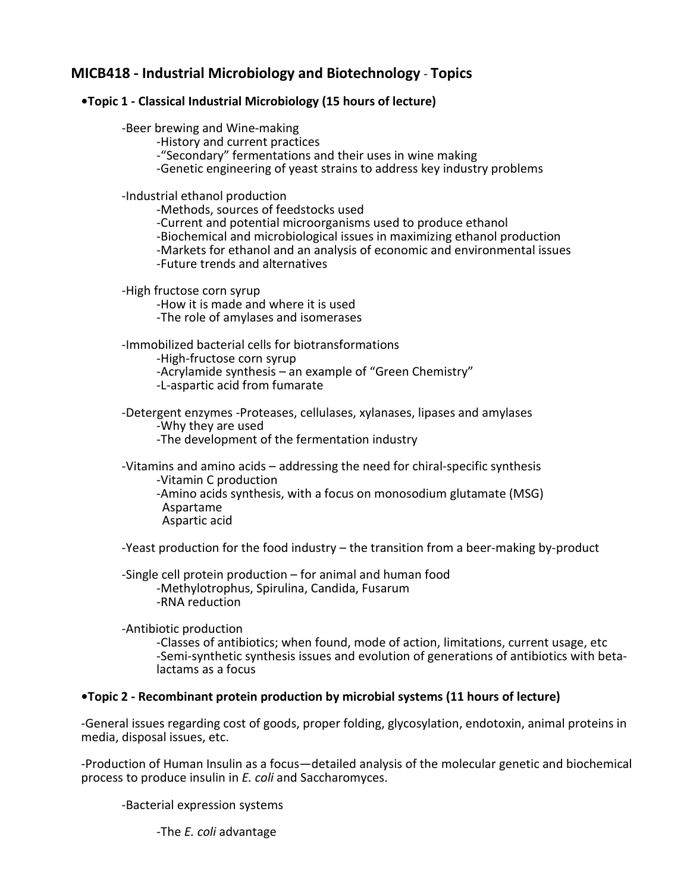## MICB418 - Industrial Microbiology and Biotechnology - Topics

### •Topic 1 - Classical Industrial Microbiology (15 hours of lecture)

- -Beer brewing and Wine-making
  - -History and current practices
  - -"Secondary" fermentations and their uses in wine making
  - -Genetic engineering of yeast strains to address key industry problems

- -Industrial ethanol production
  - -Methods, sources of feedstocks used
  - -Current and potential microorganisms used to produce ethanol
  - -Biochemical and microbiological issues in maximizing ethanol production
  - -Markets for ethanol and an analysis of economic and environmental issues
  - -Future trends and alternatives

- -High fructose corn syrup
  - -How it is made and where it is used
  - -The role of amylases and isomerases

- -Immobilized bacterial cells for biotransformations
  - -High-fructose corn syrup
  - -Acrylamide synthesis – an example of "Green Chemistry"
  - -L-aspartic acid from fumarate

- -Detergent enzymes -Proteases, cellulases, xylanases, lipases and amylases
  - -Why they are used
  - -The development of the fermentation industry

- -Vitamins and amino acids – addressing the need for chiral-specific synthesis
  - -Vitamin C production
  - -Amino acids synthesis, with a focus on monosodium glutamate (MSG)
    - Aspartame
    - Aspartic acid

- -Yeast production for the food industry – the transition from a beer-making by-product

- -Single cell protein production – for animal and human food
  - -Methylotrophus, Spirulina, Candida, Fusarum
  - -RNA reduction

- -Antibiotic production
  - -Classes of antibiotics; when found, mode of action, limitations, current usage, etc
  - -Semi-synthetic synthesis issues and evolution of generations of antibiotics with beta-lactams as a focus

### •Topic 2 - Recombinant protein production by microbial systems (11 hours of lecture)

-General issues regarding cost of goods, proper folding, glycosylation, endotoxin, animal proteins in media, disposal issues, etc.

-Production of Human Insulin as a focus—detailed analysis of the molecular genetic and biochemical process to produce insulin in *E. coli* and Saccharomyces.

- -Bacterial expression systems
  - -The *E. coli* advantage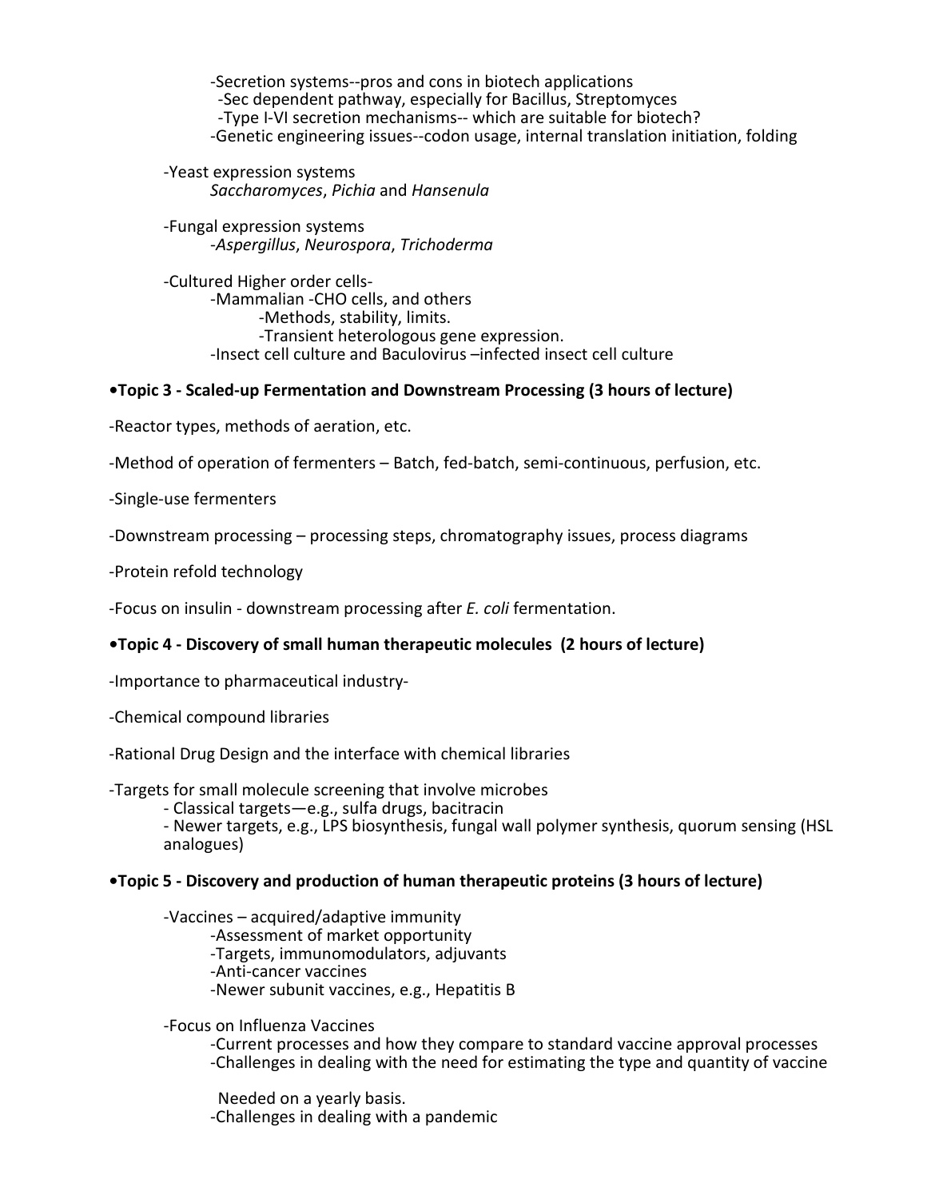-Secretion systems--pros and cons in biotech applications
  -Sec dependent pathway, especially for Bacillus, Streptomyces
  -Type I-VI secretion mechanisms-- which are suitable for biotech?
-Genetic engineering issues--codon usage, internal translation initiation, folding

-Yeast expression systems
  *Saccharomyces*, *Pichia* and *Hansenula*

-Fungal expression systems
  -*Aspergillus*, *Neurospora*, *Trichoderma*

-Cultured Higher order cells-
  -Mammalian -CHO cells, and others
    -Methods, stability, limits.
    -Transient heterologous gene expression.
  -Insect cell culture and Baculovirus –infected insect cell culture

**•Topic 3 - Scaled-up Fermentation and Downstream Processing (3 hours of lecture)**

-Reactor types, methods of aeration, etc.

-Method of operation of fermenters – Batch, fed-batch, semi-continuous, perfusion, etc.

-Single-use fermenters

-Downstream processing – processing steps, chromatography issues, process diagrams

-Protein refold technology

-Focus on insulin - downstream processing after *E. coli* fermentation.

**•Topic 4 - Discovery of small human therapeutic molecules (2 hours of lecture)**

-Importance to pharmaceutical industry-

-Chemical compound libraries

-Rational Drug Design and the interface with chemical libraries

-Targets for small molecule screening that involve microbes
  - Classical targets—e.g., sulfa drugs, bacitracin
  - Newer targets, e.g., LPS biosynthesis, fungal wall polymer synthesis, quorum sensing (HSL analogues)

**•Topic 5 - Discovery and production of human therapeutic proteins (3 hours of lecture)**

-Vaccines – acquired/adaptive immunity
  -Assessment of market opportunity
  -Targets, immunomodulators, adjuvants
  -Anti-cancer vaccines
  -Newer subunit vaccines, e.g., Hepatitis B

-Focus on Influenza Vaccines
  -Current processes and how they compare to standard vaccine approval processes
  -Challenges in dealing with the need for estimating the type and quantity of vaccine

  Needed on a yearly basis.
  -Challenges in dealing with a pandemic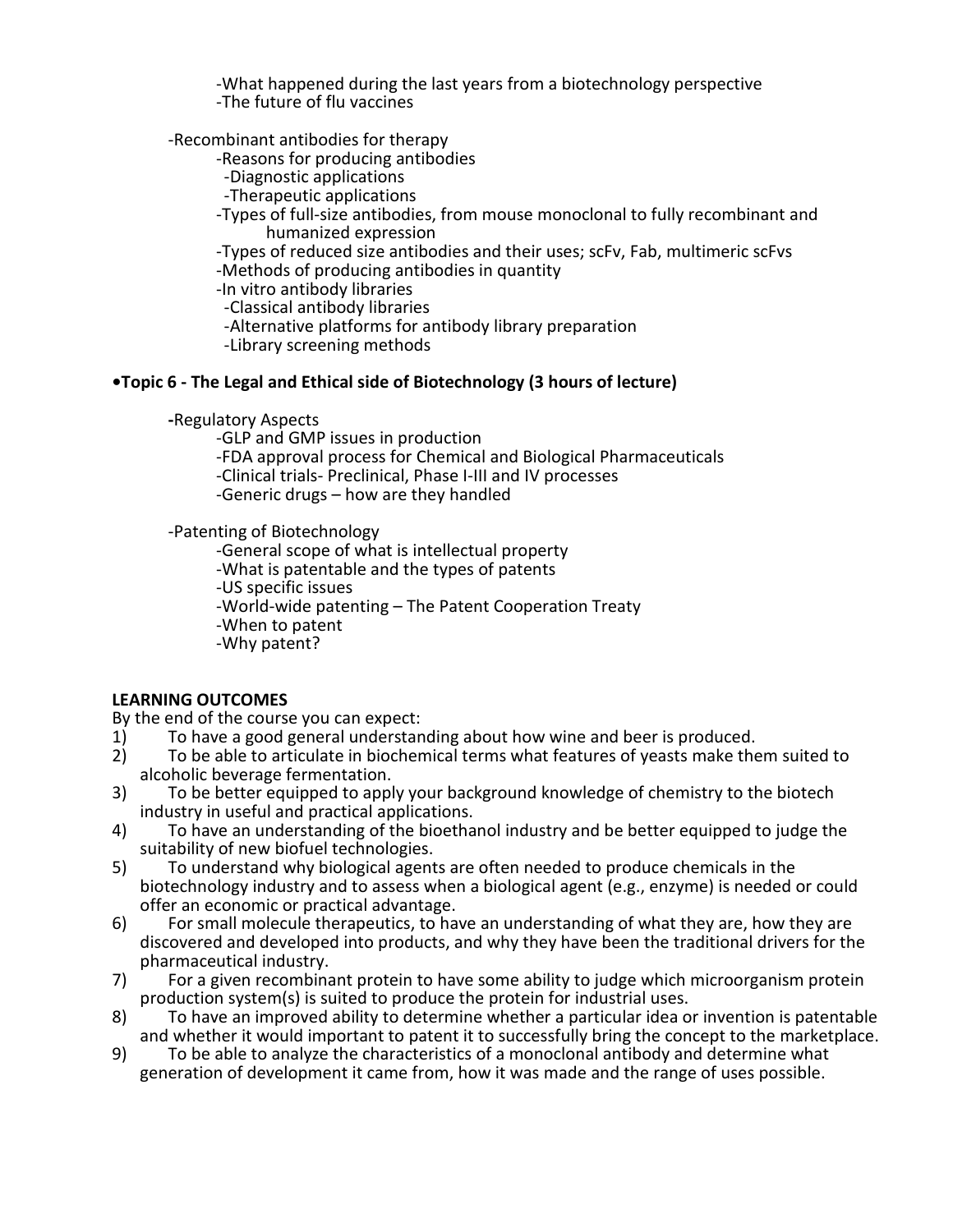-What happened during the last years from a biotechnology perspective
-The future of flu vaccines

-Recombinant antibodies for therapy
- -Reasons for producing antibodies
  - -Diagnostic applications
  - -Therapeutic applications
- -Types of full-size antibodies, from mouse monoclonal to fully recombinant and humanized expression
- -Types of reduced size antibodies and their uses; scFv, Fab, multimeric scFvs
- -Methods of producing antibodies in quantity
- -In vitro antibody libraries
  - -Classical antibody libraries
  - -Alternative platforms for antibody library preparation
  - -Library screening methods

**•Topic 6 - The Legal and Ethical side of Biotechnology (3 hours of lecture)**

-Regulatory Aspects
- -GLP and GMP issues in production
- -FDA approval process for Chemical and Biological Pharmaceuticals
- -Clinical trials- Preclinical, Phase I-III and IV processes
- -Generic drugs – how are they handled

-Patenting of Biotechnology
- -General scope of what is intellectual property
- -What is patentable and the types of patents
- -US specific issues
- -World-wide patenting – The Patent Cooperation Treaty
- -When to patent
- -Why patent?

**LEARNING OUTCOMES**

By the end of the course you can expect:

1) To have a good general understanding about how wine and beer is produced.
2) To be able to articulate in biochemical terms what features of yeasts make them suited to alcoholic beverage fermentation.
3) To be better equipped to apply your background knowledge of chemistry to the biotech industry in useful and practical applications.
4) To have an understanding of the bioethanol industry and be better equipped to judge the suitability of new biofuel technologies.
5) To understand why biological agents are often needed to produce chemicals in the biotechnology industry and to assess when a biological agent (e.g., enzyme) is needed or could offer an economic or practical advantage.
6) For small molecule therapeutics, to have an understanding of what they are, how they are discovered and developed into products, and why they have been the traditional drivers for the pharmaceutical industry.
7) For a given recombinant protein to have some ability to judge which microorganism protein production system(s) is suited to produce the protein for industrial uses.
8) To have an improved ability to determine whether a particular idea or invention is patentable and whether it would important to patent it to successfully bring the concept to the marketplace.
9) To be able to analyze the characteristics of a monoclonal antibody and determine what generation of development it came from, how it was made and the range of uses possible.